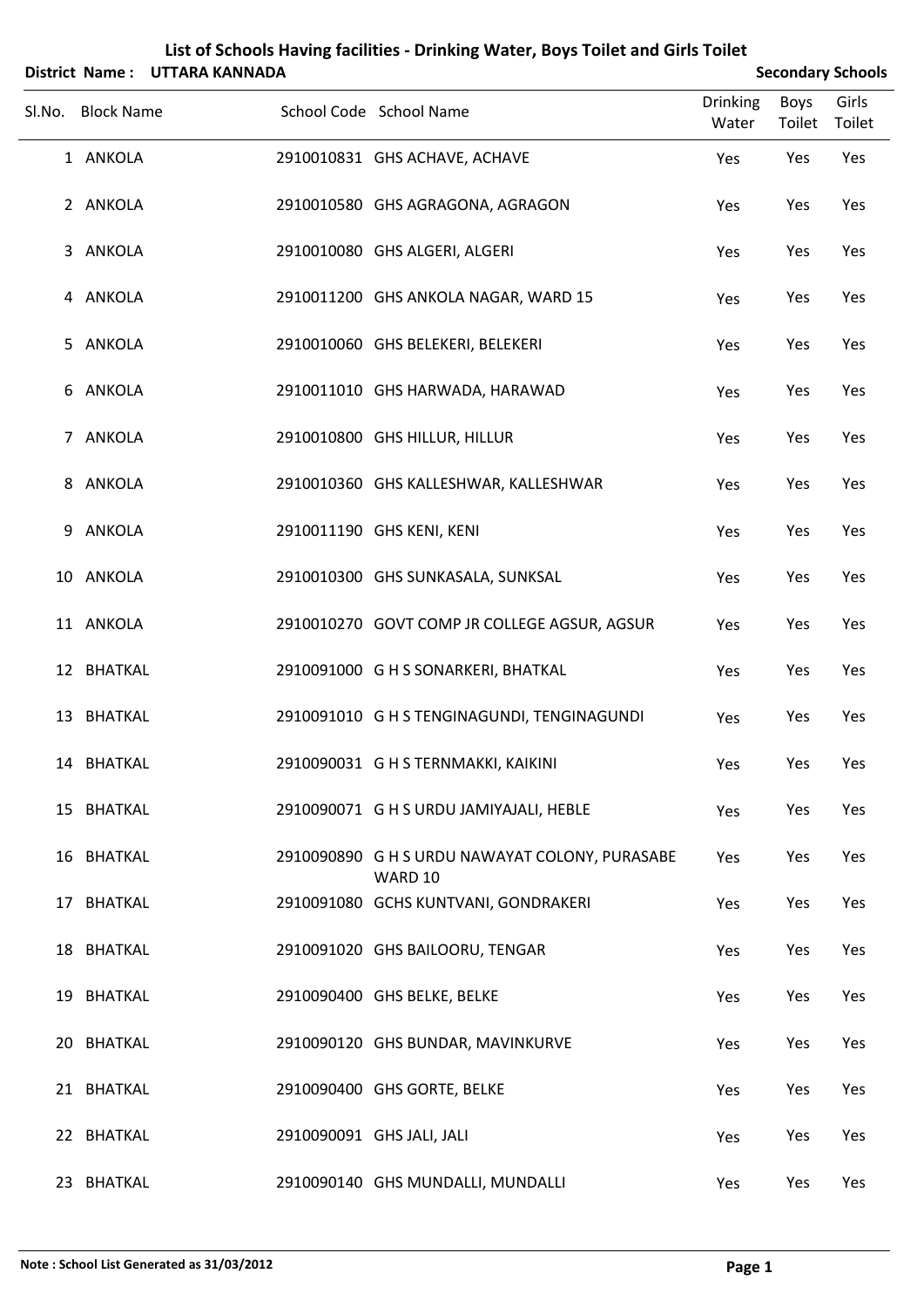# List of Schools Having facilities - Drinking Water, Boys Toilet and Girls Toilet

**District Name : UTTARA KANNADA** **Secondary Schools**

| Sl.No. | Block Name | School Code | School Name | Drinking Water | Boys Toilet | Girls Toilet |
|---|---|---|---|---|---|---|
| 1 | ANKOLA | 2910010831 | GHS ACHAVE, ACHAVE | Yes | Yes | Yes |
| 2 | ANKOLA | 2910010580 | GHS AGRAGONA, AGRAGON | Yes | Yes | Yes |
| 3 | ANKOLA | 2910010080 | GHS ALGERI, ALGERI | Yes | Yes | Yes |
| 4 | ANKOLA | 2910011200 | GHS ANKOLA NAGAR, WARD 15 | Yes | Yes | Yes |
| 5 | ANKOLA | 2910010060 | GHS BELEKERI, BELEKERI | Yes | Yes | Yes |
| 6 | ANKOLA | 2910011010 | GHS HARWADA, HARAWAD | Yes | Yes | Yes |
| 7 | ANKOLA | 2910010800 | GHS HILLUR, HILLUR | Yes | Yes | Yes |
| 8 | ANKOLA | 2910010360 | GHS KALLESHWAR, KALLESHWAR | Yes | Yes | Yes |
| 9 | ANKOLA | 2910011190 | GHS KENI, KENI | Yes | Yes | Yes |
| 10 | ANKOLA | 2910010300 | GHS SUNKASALA, SUNKSAL | Yes | Yes | Yes |
| 11 | ANKOLA | 2910010270 | GOVT COMP JR COLLEGE AGSUR, AGSUR | Yes | Yes | Yes |
| 12 | BHATKAL | 2910091000 | G H S SONARKERI, BHATKAL | Yes | Yes | Yes |
| 13 | BHATKAL | 2910091010 | G H S TENGINAGUNDI, TENGINAGUNDI | Yes | Yes | Yes |
| 14 | BHATKAL | 2910090031 | G H S TERNMAKKI, KAIKINI | Yes | Yes | Yes |
| 15 | BHATKAL | 2910090071 | G H S URDU JAMIYAJALI, HEBLE | Yes | Yes | Yes |
| 16 | BHATKAL | 2910090890 | G H S URDU NAWAYAT COLONY, PURASABE WARD 10 | Yes | Yes | Yes |
| 17 | BHATKAL | 2910091080 | GCHS KUNTVANI, GONDRAKERI | Yes | Yes | Yes |
| 18 | BHATKAL | 2910091020 | GHS BAILOORU, TENGAR | Yes | Yes | Yes |
| 19 | BHATKAL | 2910090400 | GHS BELKE, BELKE | Yes | Yes | Yes |
| 20 | BHATKAL | 2910090120 | GHS BUNDAR, MAVINKURVE | Yes | Yes | Yes |
| 21 | BHATKAL | 2910090400 | GHS GORTE, BELKE | Yes | Yes | Yes |
| 22 | BHATKAL | 2910090091 | GHS JALI, JALI | Yes | Yes | Yes |
| 23 | BHATKAL | 2910090140 | GHS MUNDALLI, MUNDALLI | Yes | Yes | Yes |

**Note : School List Generated as 31/03/2012**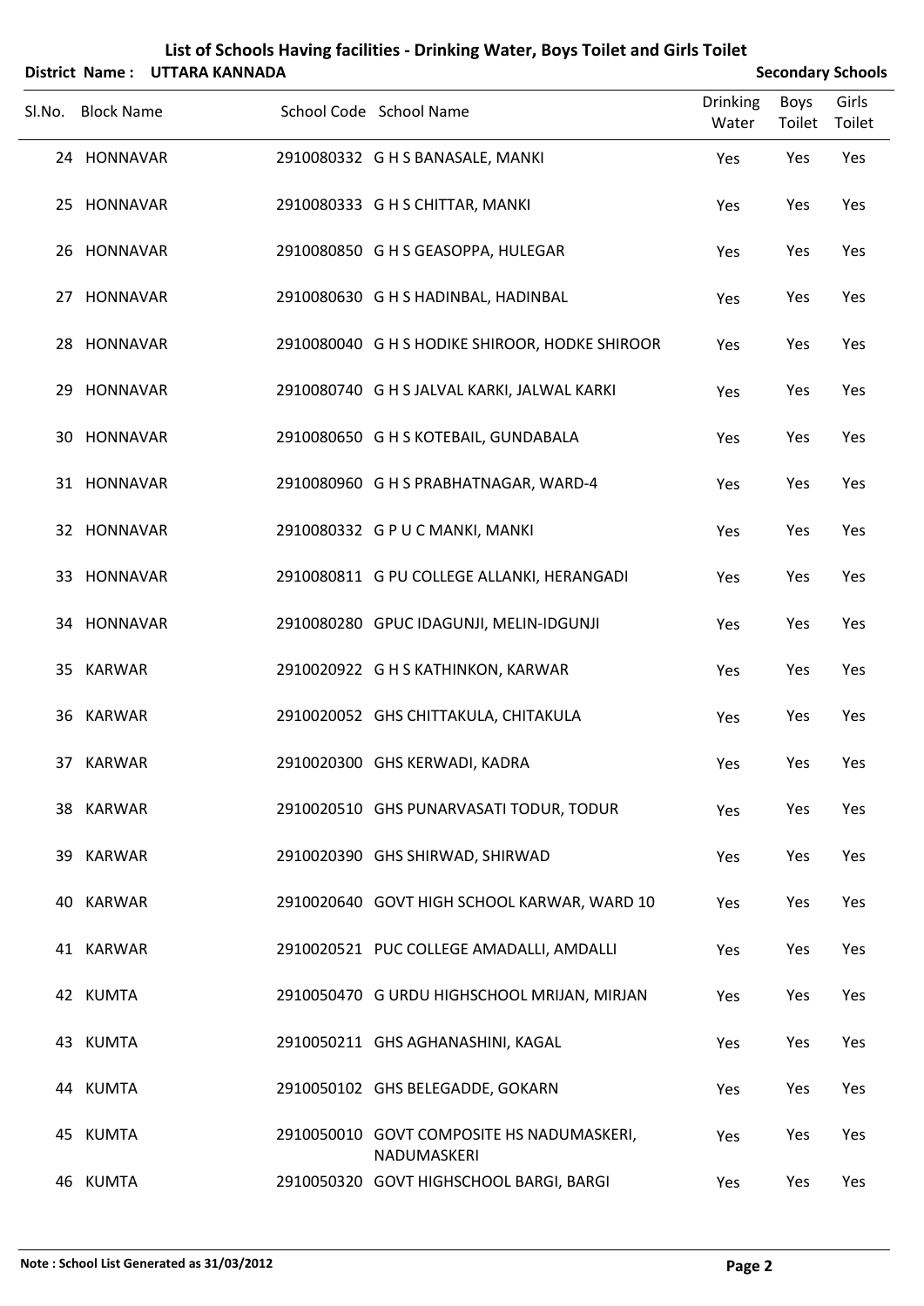# List of Schools Having facilities - Drinking Water, Boys Toilet and Girls Toilet

**District Name : UTTARA KANNADA** **Secondary Schools**

| Sl.No. | Block Name | School Code | School Name | Drinking Water | Boys Toilet | Girls Toilet |
|---|---|---|---|---|---|---|
| 24 | HONNAVAR | 2910080332 | G H S BANASALE, MANKI | Yes | Yes | Yes |
| 25 | HONNAVAR | 2910080333 | G H S CHITTAR, MANKI | Yes | Yes | Yes |
| 26 | HONNAVAR | 2910080850 | G H S GEASOPPA, HULEGAR | Yes | Yes | Yes |
| 27 | HONNAVAR | 2910080630 | G H S HADINBAL, HADINBAL | Yes | Yes | Yes |
| 28 | HONNAVAR | 2910080040 | G H S HODIKE SHIROOR, HODKE SHIROOR | Yes | Yes | Yes |
| 29 | HONNAVAR | 2910080740 | G H S JALVAL KARKI, JALWAL KARKI | Yes | Yes | Yes |
| 30 | HONNAVAR | 2910080650 | G H S KOTEBAIL, GUNDABALA | Yes | Yes | Yes |
| 31 | HONNAVAR | 2910080960 | G H S PRABHATNAGAR, WARD-4 | Yes | Yes | Yes |
| 32 | HONNAVAR | 2910080332 | G P U C MANKI, MANKI | Yes | Yes | Yes |
| 33 | HONNAVAR | 2910080811 | G PU COLLEGE ALLANKI, HERANGADI | Yes | Yes | Yes |
| 34 | HONNAVAR | 2910080280 | GPUC IDAGUNJI, MELIN-IDGUNJI | Yes | Yes | Yes |
| 35 | KARWAR | 2910020922 | G H S KATHINKON, KARWAR | Yes | Yes | Yes |
| 36 | KARWAR | 2910020052 | GHS CHITTAKULA, CHITAKULA | Yes | Yes | Yes |
| 37 | KARWAR | 2910020300 | GHS KERWADI, KADRA | Yes | Yes | Yes |
| 38 | KARWAR | 2910020510 | GHS PUNARVASATI TODUR, TODUR | Yes | Yes | Yes |
| 39 | KARWAR | 2910020390 | GHS SHIRWAD, SHIRWAD | Yes | Yes | Yes |
| 40 | KARWAR | 2910020640 | GOVT HIGH SCHOOL KARWAR, WARD 10 | Yes | Yes | Yes |
| 41 | KARWAR | 2910020521 | PUC COLLEGE AMADALLI, AMDALLI | Yes | Yes | Yes |
| 42 | KUMTA | 2910050470 | G URDU HIGHSCHOOL MRIJAN, MIRJAN | Yes | Yes | Yes |
| 43 | KUMTA | 2910050211 | GHS AGHANASHINI, KAGAL | Yes | Yes | Yes |
| 44 | KUMTA | 2910050102 | GHS BELEGADDE, GOKARN | Yes | Yes | Yes |
| 45 | KUMTA | 2910050010 | GOVT COMPOSITE HS NADUMASKERI, NADUMASKERI | Yes | Yes | Yes |
| 46 | KUMTA | 2910050320 | GOVT HIGHSCHOOL BARGI, BARGI | Yes | Yes | Yes |

**Note : School List Generated as 31/03/2012**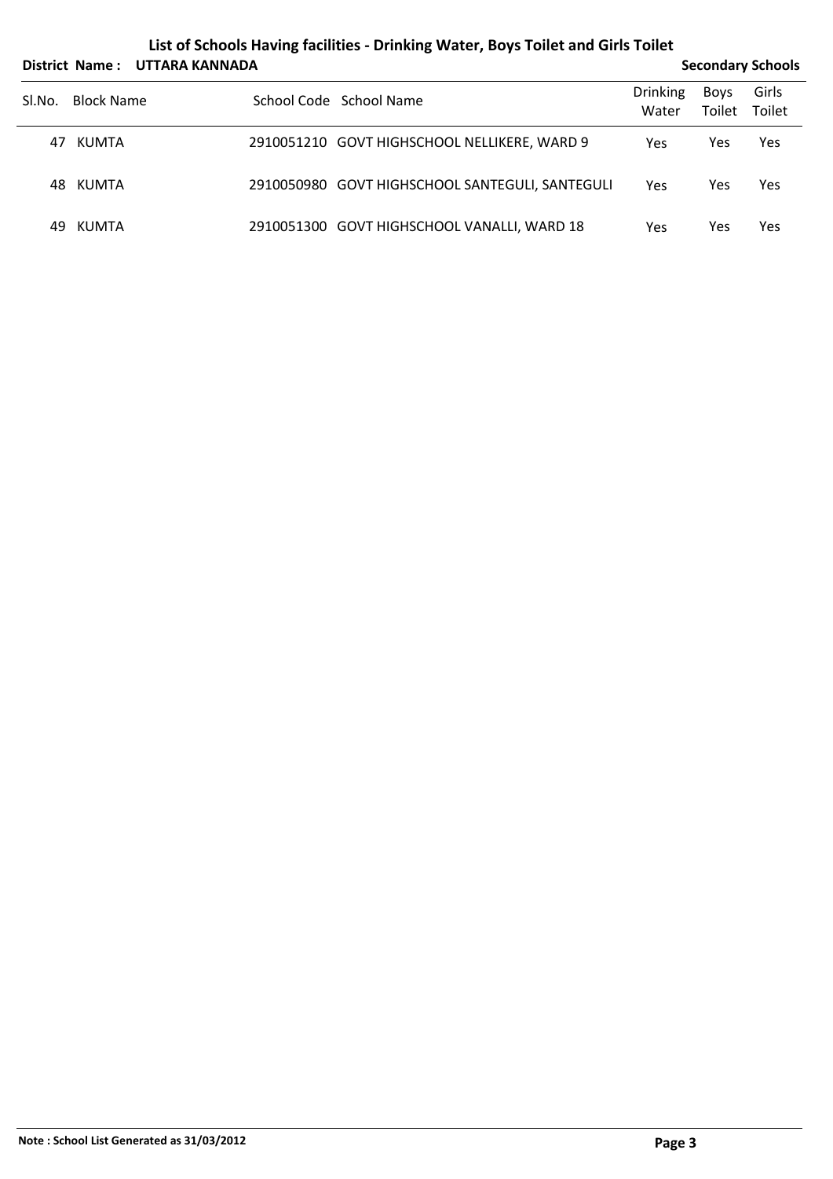## List of Schools Having facilities - Drinking Water, Boys Toilet and Girls Toilet

**District Name : UTTARA KANNADA** **Secondary Schools**

| Sl.No. | Block Name | School Code | School Name | Drinking Water | Boys Toilet | Girls Toilet |
|---|---|---|---|---|---|---|
| 47 | KUMTA | 2910051210 | GOVT HIGHSCHOOL NELLIKERE, WARD 9 | Yes | Yes | Yes |
| 48 | KUMTA | 2910050980 | GOVT HIGHSCHOOL SANTEGULI, SANTEGULI | Yes | Yes | Yes |
| 49 | KUMTA | 2910051300 | GOVT HIGHSCHOOL VANALLI, WARD 18 | Yes | Yes | Yes |

**Note : School List Generated as 31/03/2012**